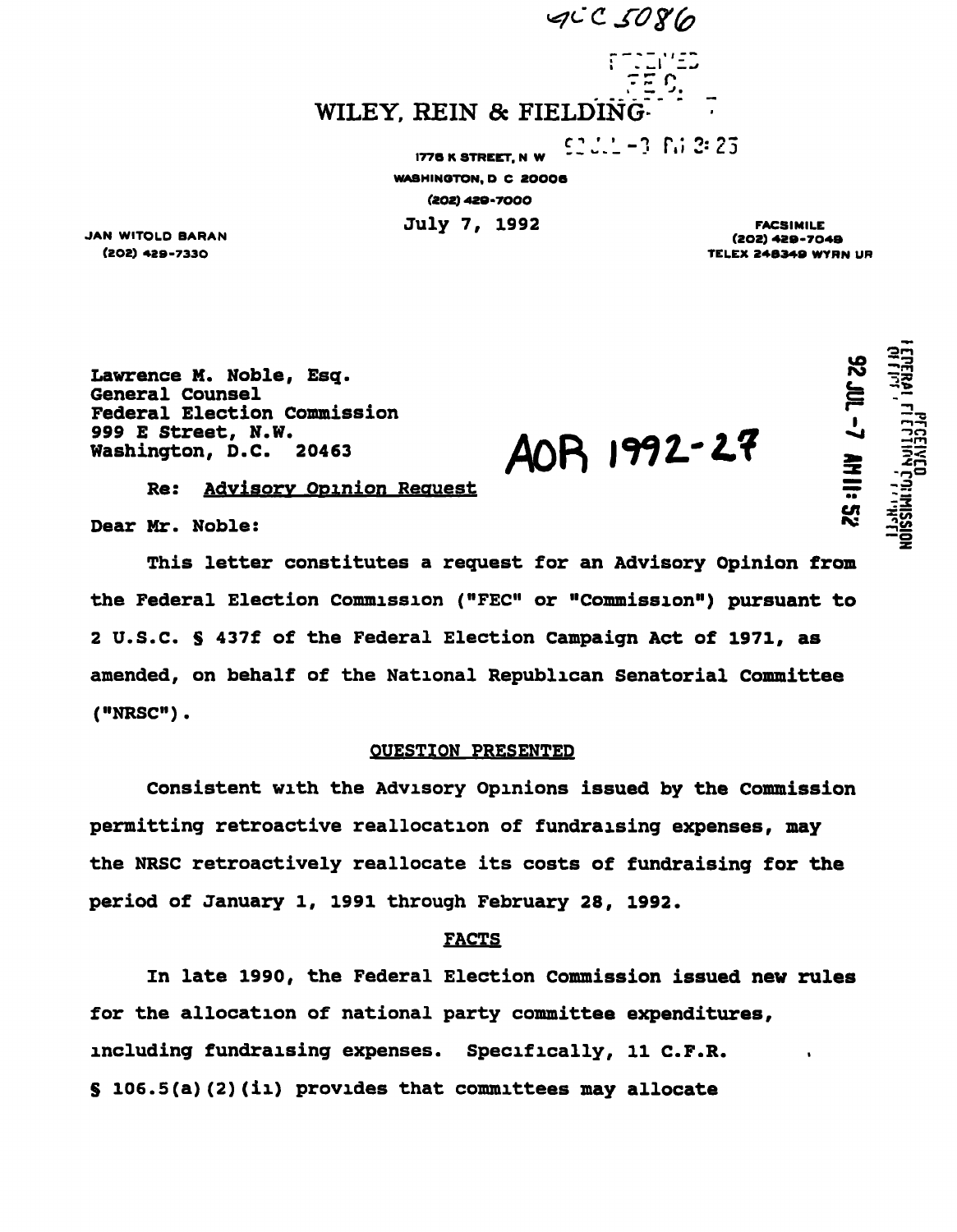9CC 5086

RECEIVED
F.E.C.

# WILEY, REIN & FIELDING

92 JUL -7 PM 3:25

1776 K STREET, N.W.
WASHINGTON, D.C. 20006
(202) 429-7000

JAN WITOLD BARAN
(202) 429-7330

July 7, 1992

FACSIMILE
(202) 429-7049
TELEX 248349 WYRN UR

RECEIVED
FEDERAL ELECTION COMMISSION
OFFICE
92 JUL -7 AM 11:52

Lawrence M. Noble, Esq.
General Counsel
Federal Election Commission
999 E Street, N.W.
Washington, D.C. 20463

AOR 1992-27

Re: Advisory Opinion Request

Dear Mr. Noble:

This letter constitutes a request for an Advisory Opinion from the Federal Election Commission ("FEC" or "Commission") pursuant to 2 U.S.C. § 437f of the Federal Election Campaign Act of 1971, as amended, on behalf of the National Republican Senatorial Committee ("NRSC").

## QUESTION PRESENTED

Consistent with the Advisory Opinions issued by the Commission permitting retroactive reallocation of fundraising expenses, may the NRSC retroactively reallocate its costs of fundraising for the period of January 1, 1991 through February 28, 1992.

## FACTS

In late 1990, the Federal Election Commission issued new rules for the allocation of national party committee expenditures, including fundraising expenses. Specifically, 11 C.F.R. § 106.5(a)(2)(ii) provides that committees may allocate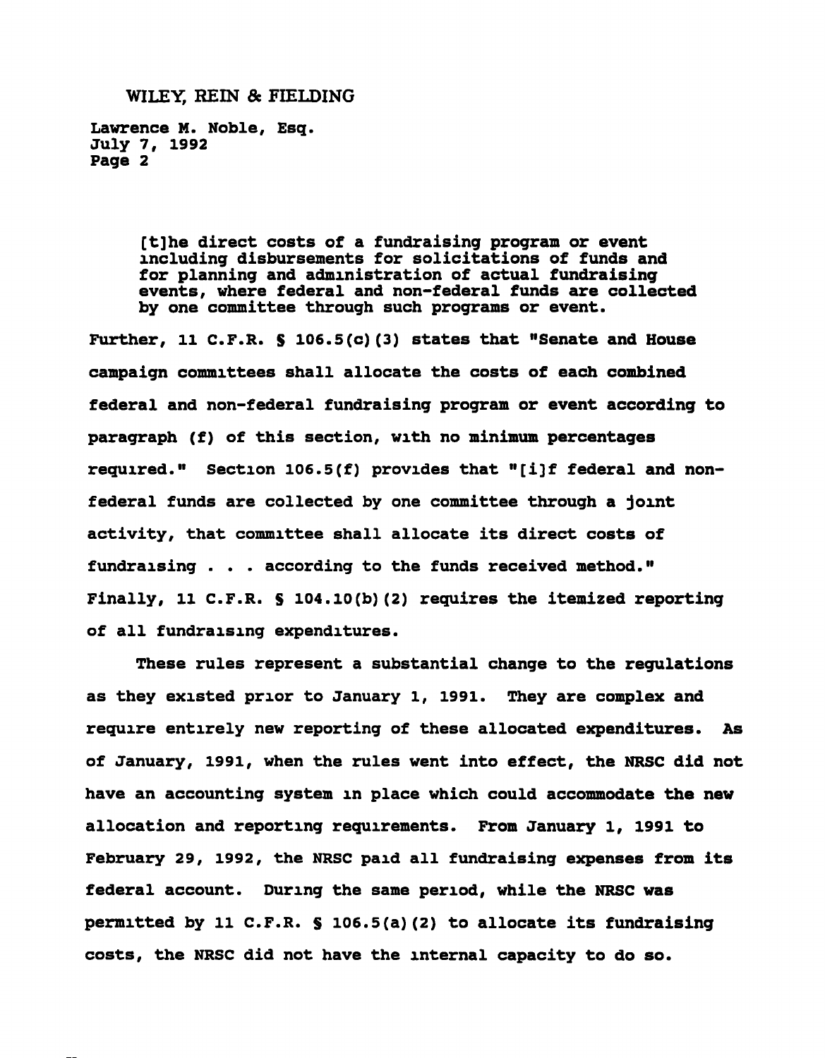> [t]he direct costs of a fundraising program or event including disbursements for solicitations of funds and for planning and administration of actual fundraising events, where federal and non-federal funds are collected by one committee through such programs or event.

Further, 11 C.F.R. § 106.5(c)(3) states that "Senate and House campaign committees shall allocate the costs of each combined federal and non-federal fundraising program or event according to paragraph (f) of this section, with no minimum percentages required." Section 106.5(f) provides that "[i]f federal and non-federal funds are collected by one committee through a joint activity, that committee shall allocate its direct costs of fundraising . . . according to the funds received method." Finally, 11 C.F.R. § 104.10(b)(2) requires the itemized reporting of all fundraising expenditures.

These rules represent a substantial change to the regulations as they existed prior to January 1, 1991. They are complex and require entirely new reporting of these allocated expenditures. As of January, 1991, when the rules went into effect, the NRSC did not have an accounting system in place which could accommodate the new allocation and reporting requirements. From January 1, 1991 to February 29, 1992, the NRSC paid all fundraising expenses from its federal account. During the same period, while the NRSC was permitted by 11 C.F.R. § 106.5(a)(2) to allocate its fundraising costs, the NRSC did not have the internal capacity to do so.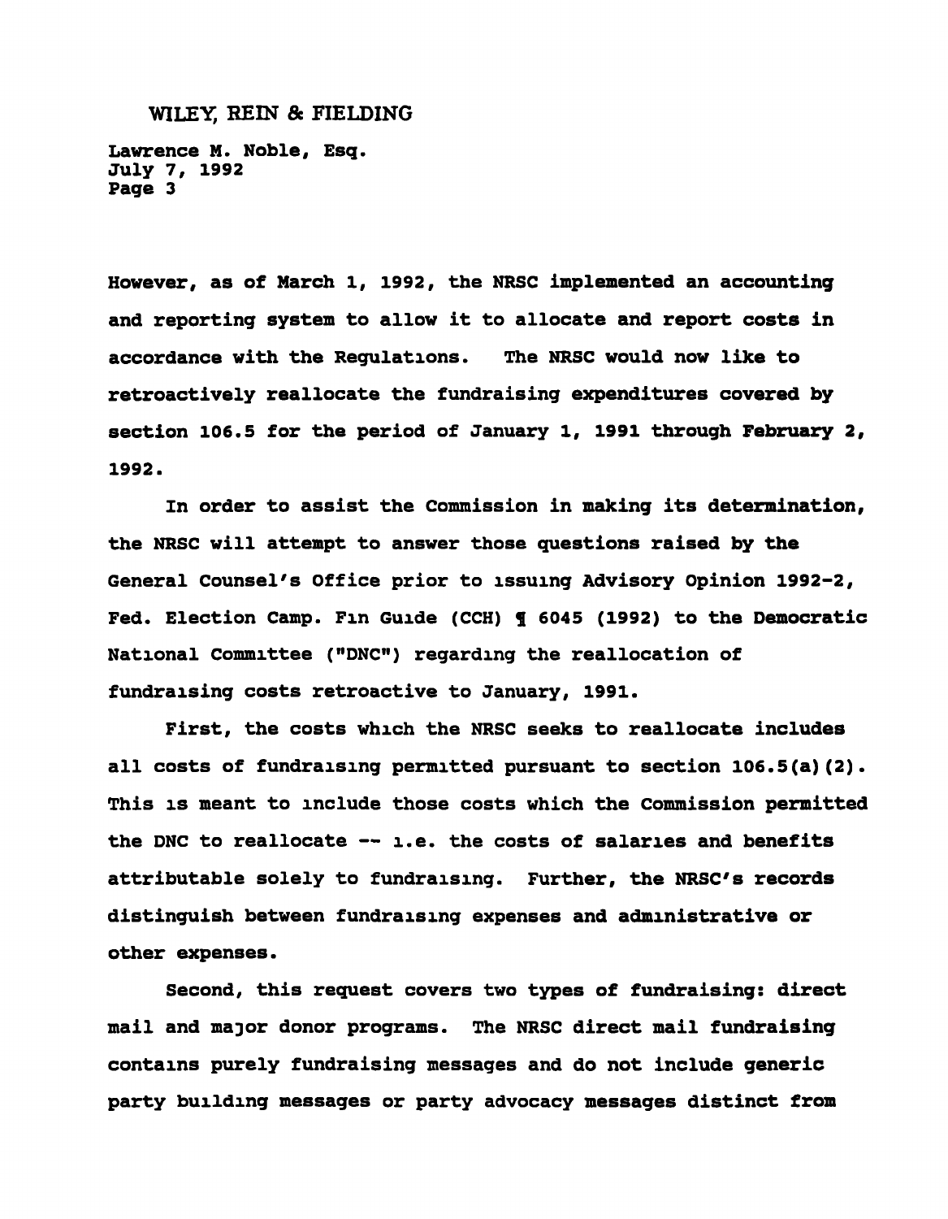However, as of March 1, 1992, the NRSC implemented an accounting and reporting system to allow it to allocate and report costs in accordance with the Regulations. The NRSC would now like to retroactively reallocate the fundraising expenditures covered by section 106.5 for the period of January 1, 1991 through February 2, 1992.

In order to assist the Commission in making its determination, the NRSC will attempt to answer those questions raised by the General Counsel's Office prior to issuing Advisory Opinion 1992-2, Fed. Election Camp. Fin Guide (CCH) ¶ 6045 (1992) to the Democratic National Committee ("DNC") regarding the reallocation of fundraising costs retroactive to January, 1991.

First, the costs which the NRSC seeks to reallocate includes all costs of fundraising permitted pursuant to section 106.5(a)(2). This is meant to include those costs which the Commission permitted the DNC to reallocate -- i.e. the costs of salaries and benefits attributable solely to fundraising. Further, the NRSC's records distinguish between fundraising expenses and administrative or other expenses.

Second, this request covers two types of fundraising: direct mail and major donor programs. The NRSC direct mail fundraising contains purely fundraising messages and do not include generic party building messages or party advocacy messages distinct from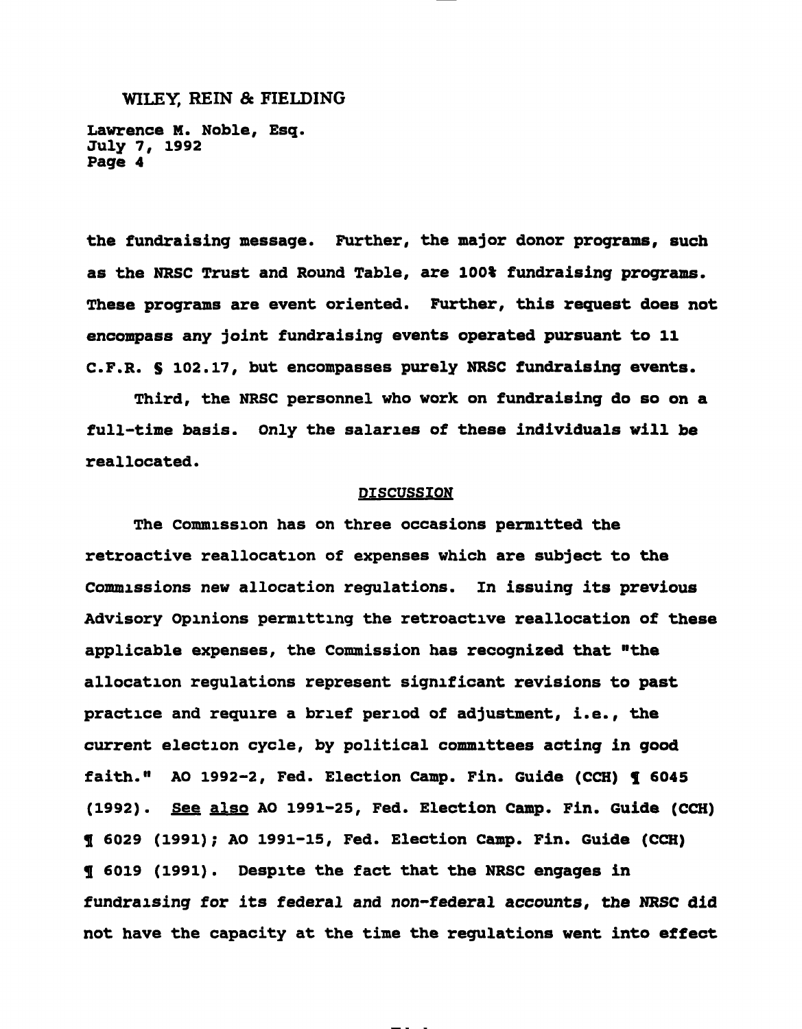the fundraising message. Further, the major donor programs, such as the NRSC Trust and Round Table, are 100% fundraising programs. These programs are event oriented. Further, this request does not encompass any joint fundraising events operated pursuant to 11 C.F.R. § 102.17, but encompasses purely NRSC fundraising events.

Third, the NRSC personnel who work on fundraising do so on a full-time basis. Only the salaries of these individuals will be reallocated.

## DISCUSSION

The Commission has on three occasions permitted the retroactive reallocation of expenses which are subject to the Commissions new allocation regulations. In issuing its previous Advisory Opinions permitting the retroactive reallocation of these applicable expenses, the Commission has recognized that "the allocation regulations represent significant revisions to past practice and require a brief period of adjustment, i.e., the current election cycle, by political committees acting in good faith." AO 1992-2, Fed. Election Camp. Fin. Guide (CCH) ¶ 6045 (1992). See also AO 1991-25, Fed. Election Camp. Fin. Guide (CCH) ¶ 6029 (1991); AO 1991-15, Fed. Election Camp. Fin. Guide (CCH) ¶ 6019 (1991). Despite the fact that the NRSC engages in fundraising for its federal and non-federal accounts, the NRSC did not have the capacity at the time the regulations went into effect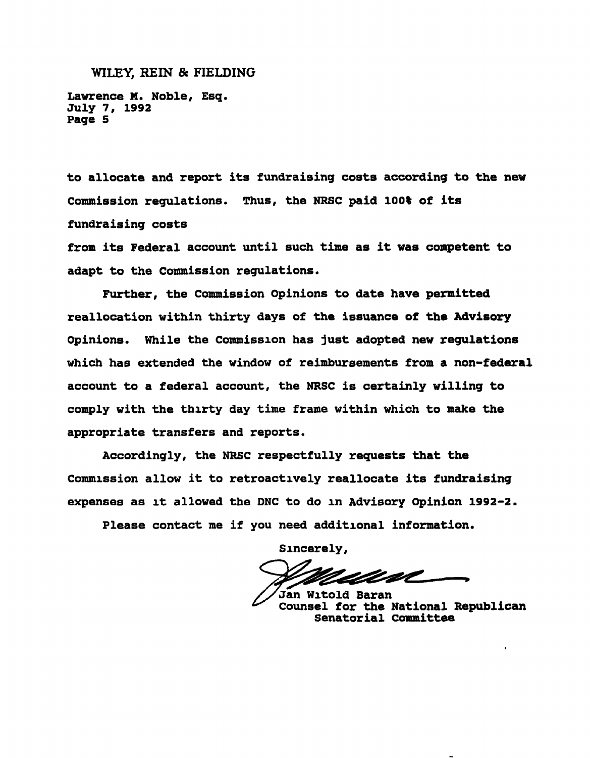to allocate and report its fundraising costs according to the new Commission regulations. Thus, the NRSC paid 100% of its fundraising costs from its Federal account until such time as it was competent to adapt to the Commission regulations.

Further, the Commission Opinions to date have permitted reallocation within thirty days of the issuance of the Advisory Opinions. While the Commission has just adopted new regulations which has extended the window of reimbursements from a non-federal account to a federal account, the NRSC is certainly willing to comply with the thirty day time frame within which to make the appropriate transfers and reports.

Accordingly, the NRSC respectfully requests that the Commission allow it to retroactively reallocate its fundraising expenses as it allowed the DNC to do in Advisory Opinion 1992-2.

Please contact me if you need additional information.

Sincerely,

Jan Witold Baran
Counsel for the National Republican Senatorial Committee